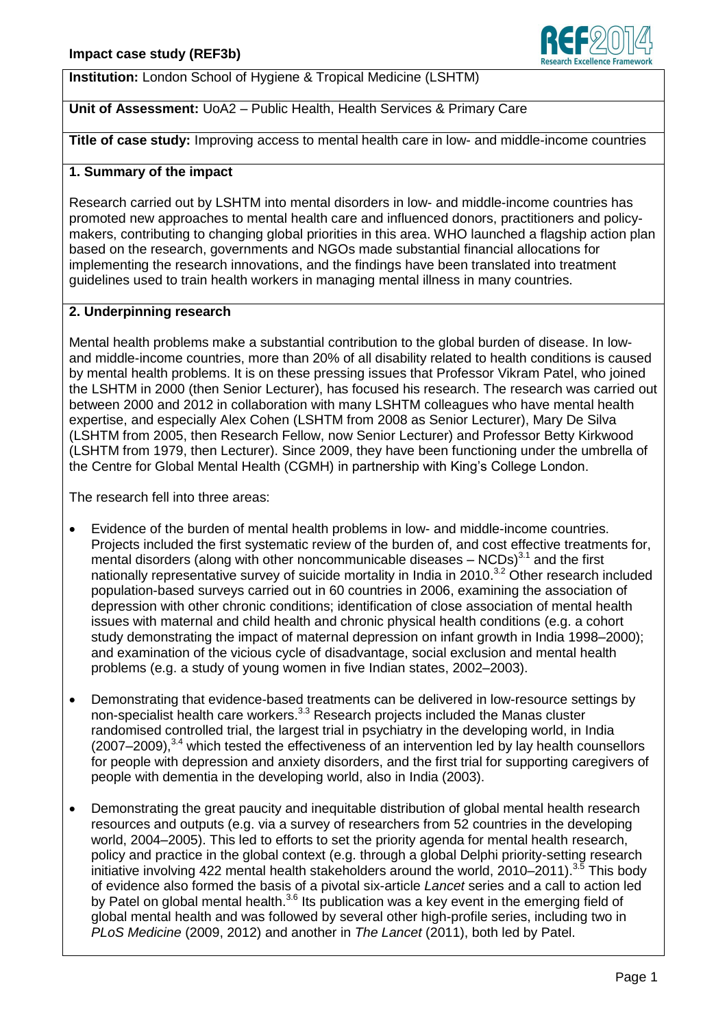**Institution:** London School of Hygiene & Tropical Medicine (LSHTM)

**Unit of Assessment:** UoA2 – Public Health, Health Services & Primary Care

**Title of case study:** Improving access to mental health care in low- and middle-income countries

## 1. Summary of the impact

Research carried out by LSHTM into mental disorders in low- and middle-income countries has promoted new approaches to mental health care and influenced donors, practitioners and policy-makers, contributing to changing global priorities in this area. WHO launched a flagship action plan based on the research, governments and NGOs made substantial financial allocations for implementing the research innovations, and the findings have been translated into treatment guidelines used to train health workers in managing mental illness in many countries.

## 2. Underpinning research

Mental health problems make a substantial contribution to the global burden of disease. In low- and middle-income countries, more than 20% of all disability related to health conditions is caused by mental health problems. It is on these pressing issues that Professor Vikram Patel, who joined the LSHTM in 2000 (then Senior Lecturer), has focused his research. The research was carried out between 2000 and 2012 in collaboration with many LSHTM colleagues who have mental health expertise, and especially Alex Cohen (LSHTM from 2008 as Senior Lecturer), Mary De Silva (LSHTM from 2005, then Research Fellow, now Senior Lecturer) and Professor Betty Kirkwood (LSHTM from 1979, then Lecturer). Since 2009, they have been functioning under the umbrella of the Centre for Global Mental Health (CGMH) in partnership with King's College London.

The research fell into three areas:

- Evidence of the burden of mental health problems in low- and middle-income countries. Projects included the first systematic review of the burden of, and cost effective treatments for, mental disorders (along with other noncommunicable diseases – NCDs)[3.1] and the first nationally representative survey of suicide mortality in India in 2010.[3.2] Other research included population-based surveys carried out in 60 countries in 2006, examining the association of depression with other chronic conditions; identification of close association of mental health issues with maternal and child health and chronic physical health conditions (e.g. a cohort study demonstrating the impact of maternal depression on infant growth in India 1998–2000); and examination of the vicious cycle of disadvantage, social exclusion and mental health problems (e.g. a study of young women in five Indian states, 2002–2003).
- Demonstrating that evidence-based treatments can be delivered in low-resource settings by non-specialist health care workers.[3.3] Research projects included the Manas cluster randomised controlled trial, the largest trial in psychiatry in the developing world, in India (2007–2009),[3.4] which tested the effectiveness of an intervention led by lay health counsellors for people with depression and anxiety disorders, and the first trial for supporting caregivers of people with dementia in the developing world, also in India (2003).
- Demonstrating the great paucity and inequitable distribution of global mental health research resources and outputs (e.g. via a survey of researchers from 52 countries in the developing world, 2004–2005). This led to efforts to set the priority agenda for mental health research, policy and practice in the global context (e.g. through a global Delphi priority-setting research initiative involving 422 mental health stakeholders around the world, 2010–2011).[3.5] This body of evidence also formed the basis of a pivotal six-article *Lancet* series and a call to action led by Patel on global mental health.[3.6] Its publication was a key event in the emerging field of global mental health and was followed by several other high-profile series, including two in *PLoS Medicine* (2009, 2012) and another in *The Lancet* (2011), both led by Patel.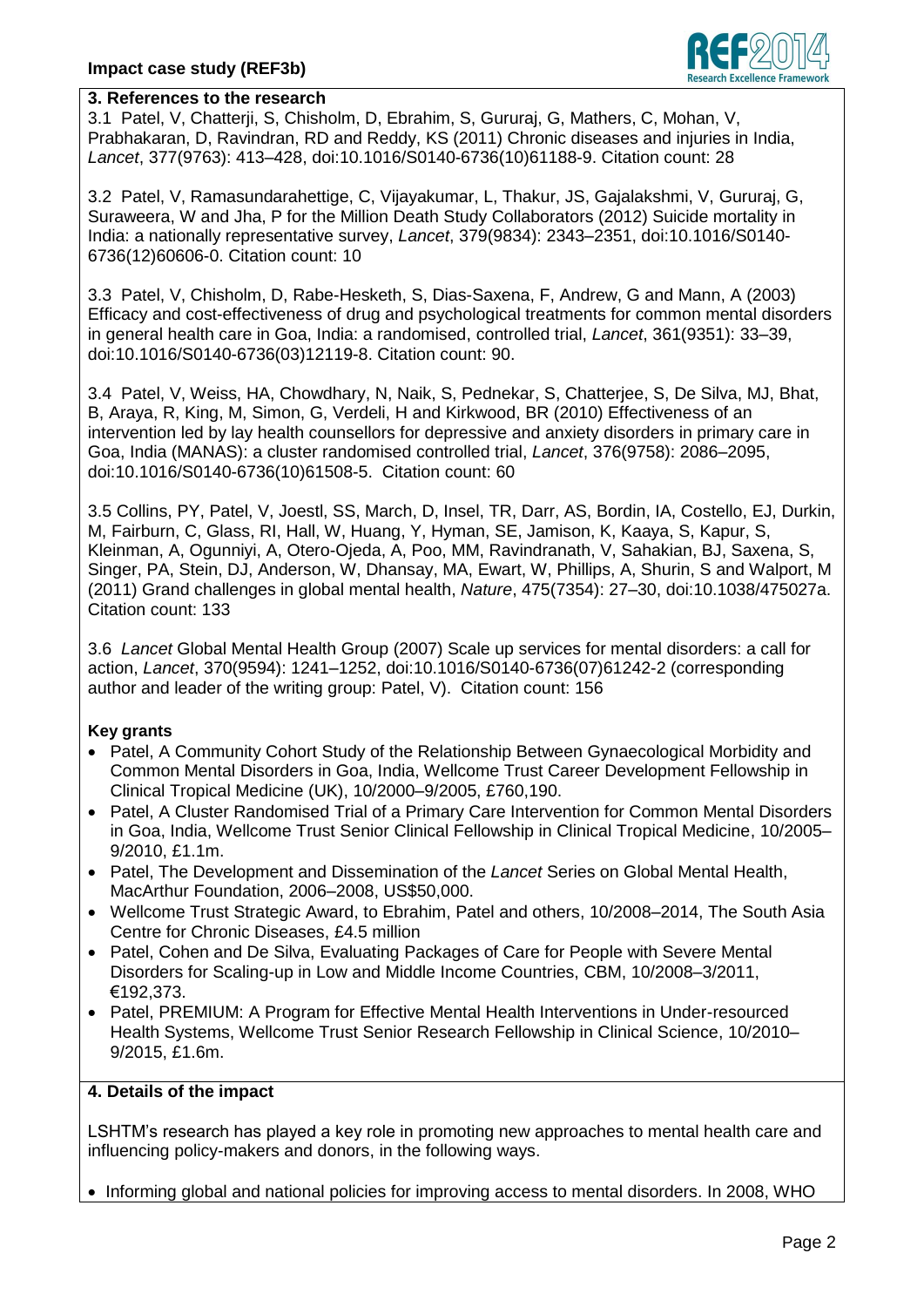## 3. References to the research

3.1 Patel, V, Chatterji, S, Chisholm, D, Ebrahim, S, Gururaj, G, Mathers, C, Mohan, V, Prabhakaran, D, Ravindran, RD and Reddy, KS (2011) Chronic diseases and injuries in India, *Lancet*, 377(9763): 413–428, doi:10.1016/S0140-6736(10)61188-9. Citation count: 28

3.2 Patel, V, Ramasundarahettige, C, Vijayakumar, L, Thakur, JS, Gajalakshmi, V, Gururaj, G, Suraweera, W and Jha, P for the Million Death Study Collaborators (2012) Suicide mortality in India: a nationally representative survey, *Lancet*, 379(9834): 2343–2351, doi:10.1016/S0140-6736(12)60606-0. Citation count: 10

3.3 Patel, V, Chisholm, D, Rabe-Hesketh, S, Dias-Saxena, F, Andrew, G and Mann, A (2003) Efficacy and cost-effectiveness of drug and psychological treatments for common mental disorders in general health care in Goa, India: a randomised, controlled trial, *Lancet*, 361(9351): 33–39, doi:10.1016/S0140-6736(03)12119-8. Citation count: 90.

3.4 Patel, V, Weiss, HA, Chowdhary, N, Naik, S, Pednekar, S, Chatterjee, S, De Silva, MJ, Bhat, B, Araya, R, King, M, Simon, G, Verdeli, H and Kirkwood, BR (2010) Effectiveness of an intervention led by lay health counsellors for depressive and anxiety disorders in primary care in Goa, India (MANAS): a cluster randomised controlled trial, *Lancet*, 376(9758): 2086–2095, doi:10.1016/S0140-6736(10)61508-5. Citation count: 60

3.5 Collins, PY, Patel, V, Joestl, SS, March, D, Insel, TR, Darr, AS, Bordin, IA, Costello, EJ, Durkin, M, Fairburn, C, Glass, RI, Hall, W, Huang, Y, Hyman, SE, Jamison, K, Kaaya, S, Kapur, S, Kleinman, A, Ogunniyi, A, Otero-Ojeda, A, Poo, MM, Ravindranath, V, Sahakian, BJ, Saxena, S, Singer, PA, Stein, DJ, Anderson, W, Dhansay, MA, Ewart, W, Phillips, A, Shurin, S and Walport, M (2011) Grand challenges in global mental health, *Nature*, 475(7354): 27–30, doi:10.1038/475027a. Citation count: 133

3.6 *Lancet* Global Mental Health Group (2007) Scale up services for mental disorders: a call for action, *Lancet*, 370(9594): 1241–1252, doi:10.1016/S0140-6736(07)61242-2 (corresponding author and leader of the writing group: Patel, V). Citation count: 156

**Key grants**

- Patel, A Community Cohort Study of the Relationship Between Gynaecological Morbidity and Common Mental Disorders in Goa, India, Wellcome Trust Career Development Fellowship in Clinical Tropical Medicine (UK), 10/2000–9/2005, £760,190.
- Patel, A Cluster Randomised Trial of a Primary Care Intervention for Common Mental Disorders in Goa, India, Wellcome Trust Senior Clinical Fellowship in Clinical Tropical Medicine, 10/2005–9/2010, £1.1m.
- Patel, The Development and Dissemination of the *Lancet* Series on Global Mental Health, MacArthur Foundation, 2006–2008, US$50,000.
- Wellcome Trust Strategic Award, to Ebrahim, Patel and others, 10/2008–2014, The South Asia Centre for Chronic Diseases, £4.5 million
- Patel, Cohen and De Silva, Evaluating Packages of Care for People with Severe Mental Disorders for Scaling-up in Low and Middle Income Countries, CBM, 10/2008–3/2011, €192,373.
- Patel, PREMIUM: A Program for Effective Mental Health Interventions in Under-resourced Health Systems, Wellcome Trust Senior Research Fellowship in Clinical Science, 10/2010–9/2015, £1.6m.

## 4. Details of the impact

LSHTM's research has played a key role in promoting new approaches to mental health care and influencing policy-makers and donors, in the following ways.

- Informing global and national policies for improving access to mental disorders. In 2008, WHO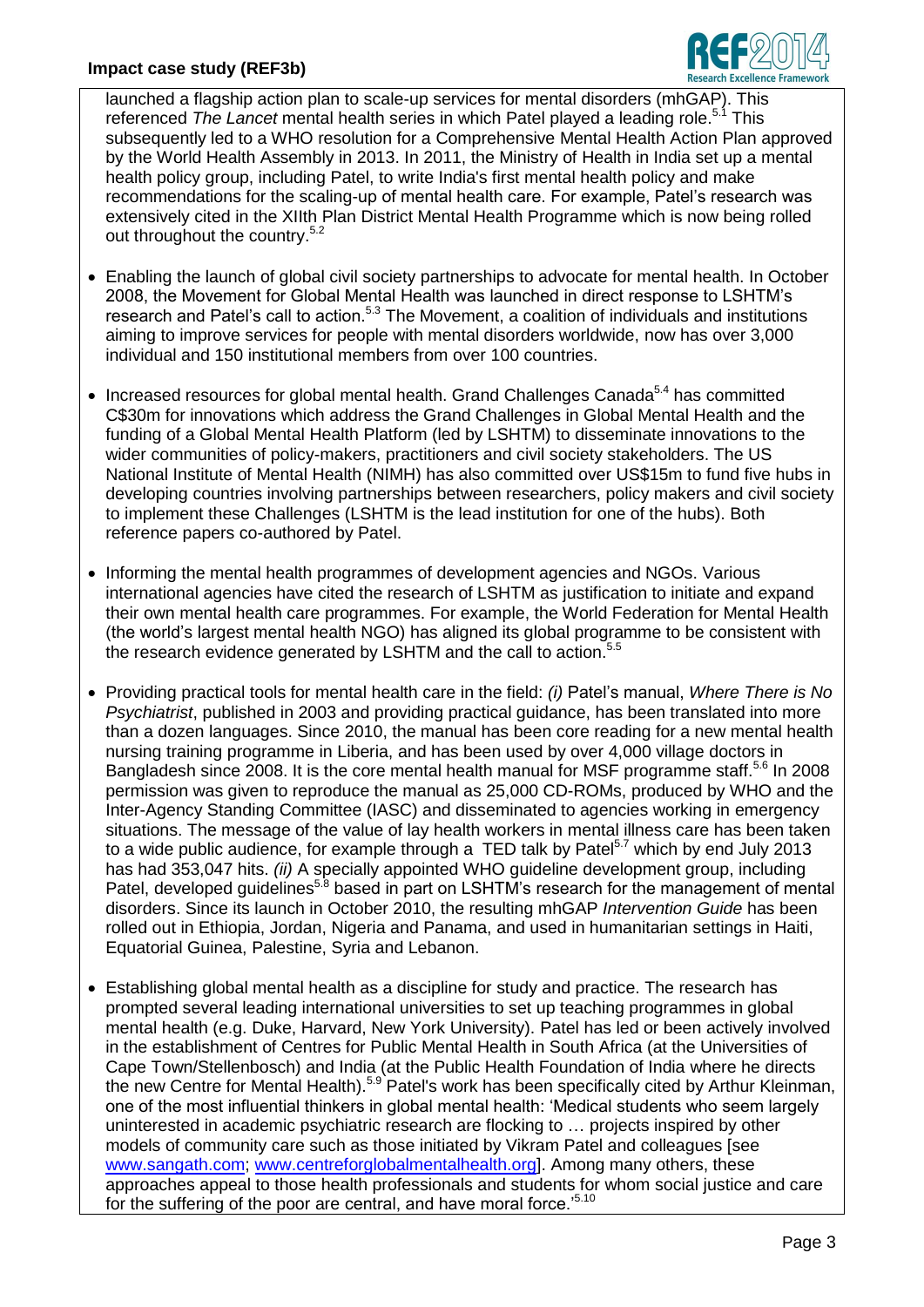launched a flagship action plan to scale-up services for mental disorders (mhGAP). This referenced *The Lancet* mental health series in which Patel played a leading role.[5.1] This subsequently led to a WHO resolution for a Comprehensive Mental Health Action Plan approved by the World Health Assembly in 2013. In 2011, the Ministry of Health in India set up a mental health policy group, including Patel, to write India's first mental health policy and make recommendations for the scaling-up of mental health care. For example, Patel's research was extensively cited in the XIIth Plan District Mental Health Programme which is now being rolled out throughout the country.[5.2]

- Enabling the launch of global civil society partnerships to advocate for mental health. In October 2008, the Movement for Global Mental Health was launched in direct response to LSHTM's research and Patel's call to action.[5.3] The Movement, a coalition of individuals and institutions aiming to improve services for people with mental disorders worldwide, now has over 3,000 individual and 150 institutional members from over 100 countries.

- Increased resources for global mental health. Grand Challenges Canada[5.4] has committed C$30m for innovations which address the Grand Challenges in Global Mental Health and the funding of a Global Mental Health Platform (led by LSHTM) to disseminate innovations to the wider communities of policy-makers, practitioners and civil society stakeholders. The US National Institute of Mental Health (NIMH) has also committed over US$15m to fund five hubs in developing countries involving partnerships between researchers, policy makers and civil society to implement these Challenges (LSHTM is the lead institution for one of the hubs). Both reference papers co-authored by Patel.

- Informing the mental health programmes of development agencies and NGOs. Various international agencies have cited the research of LSHTM as justification to initiate and expand their own mental health care programmes. For example, the World Federation for Mental Health (the world's largest mental health NGO) has aligned its global programme to be consistent with the research evidence generated by LSHTM and the call to action.[5.5]

- Providing practical tools for mental health care in the field: *(i)* Patel's manual, *Where There is No Psychiatrist*, published in 2003 and providing practical guidance, has been translated into more than a dozen languages. Since 2010, the manual has been core reading for a new mental health nursing training programme in Liberia, and has been used by over 4,000 village doctors in Bangladesh since 2008. It is the core mental health manual for MSF programme staff.[5.6] In 2008 permission was given to reproduce the manual as 25,000 CD-ROMs, produced by WHO and the Inter-Agency Standing Committee (IASC) and disseminated to agencies working in emergency situations. The message of the value of lay health workers in mental illness care has been taken to a wide public audience, for example through a TED talk by Patel[5.7] which by end July 2013 has had 353,047 hits. *(ii)* A specially appointed WHO guideline development group, including Patel, developed guidelines[5.8] based in part on LSHTM's research for the management of mental disorders. Since its launch in October 2010, the resulting mhGAP *Intervention Guide* has been rolled out in Ethiopia, Jordan, Nigeria and Panama, and used in humanitarian settings in Haiti, Equatorial Guinea, Palestine, Syria and Lebanon.

- Establishing global mental health as a discipline for study and practice. The research has prompted several leading international universities to set up teaching programmes in global mental health (e.g. Duke, Harvard, New York University). Patel has led or been actively involved in the establishment of Centres for Public Mental Health in South Africa (at the Universities of Cape Town/Stellenbosch) and India (at the Public Health Foundation of India where he directs the new Centre for Mental Health).[5.9] Patel's work has been specifically cited by Arthur Kleinman, one of the most influential thinkers in global mental health: 'Medical students who seem largely uninterested in academic psychiatric research are flocking to … projects inspired by other models of community care such as those initiated by Vikram Patel and colleagues [see www.sangath.com; www.centreforglobalmentalhealth.org]. Among many others, these approaches appeal to those health professionals and students for whom social justice and care for the suffering of the poor are central, and have moral force.'[5.10]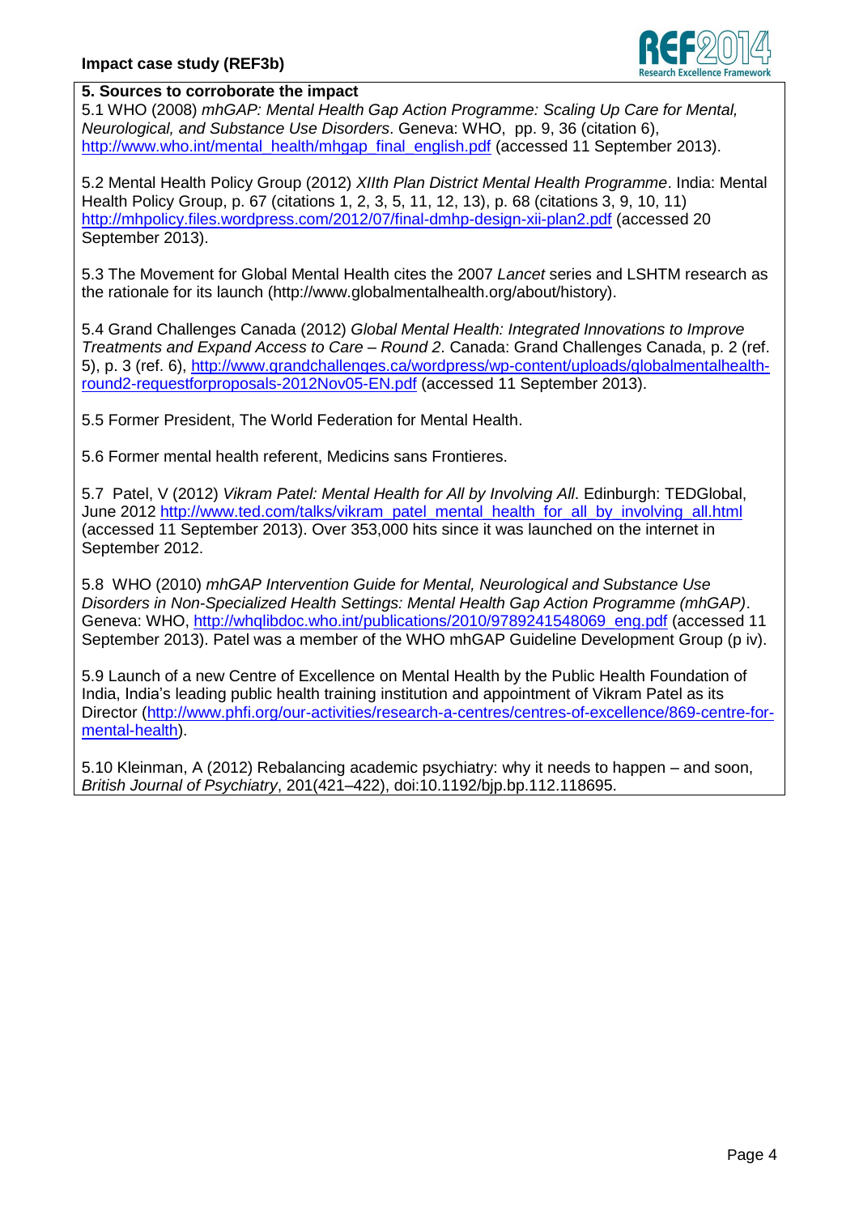**5. Sources to corroborate the impact**

5.1 WHO (2008) *mhGAP: Mental Health Gap Action Programme: Scaling Up Care for Mental, Neurological, and Substance Use Disorders*. Geneva: WHO, pp. 9, 36 (citation 6), http://www.who.int/mental_health/mhgap_final_english.pdf (accessed 11 September 2013).

5.2 Mental Health Policy Group (2012) *XIIth Plan District Mental Health Programme*. India: Mental Health Policy Group, p. 67 (citations 1, 2, 3, 5, 11, 12, 13), p. 68 (citations 3, 9, 10, 11) http://mhpolicy.files.wordpress.com/2012/07/final-dmhp-design-xii-plan2.pdf (accessed 20 September 2013).

5.3 The Movement for Global Mental Health cites the 2007 *Lancet* series and LSHTM research as the rationale for its launch (http://www.globalmentalhealth.org/about/history).

5.4 Grand Challenges Canada (2012) *Global Mental Health: Integrated Innovations to Improve Treatments and Expand Access to Care – Round 2*. Canada: Grand Challenges Canada, p. 2 (ref. 5), p. 3 (ref. 6), http://www.grandchallenges.ca/wordpress/wp-content/uploads/globalmentalhealth-round2-requestforproposals-2012Nov05-EN.pdf (accessed 11 September 2013).

5.5 Former President, The World Federation for Mental Health.

5.6 Former mental health referent, Medicins sans Frontieres.

5.7 Patel, V (2012) *Vikram Patel: Mental Health for All by Involving All*. Edinburgh: TEDGlobal, June 2012 http://www.ted.com/talks/vikram_patel_mental_health_for_all_by_involving_all.html (accessed 11 September 2013). Over 353,000 hits since it was launched on the internet in September 2012.

5.8 WHO (2010) *mhGAP Intervention Guide for Mental, Neurological and Substance Use Disorders in Non-Specialized Health Settings: Mental Health Gap Action Programme (mhGAP)*. Geneva: WHO, http://whqlibdoc.who.int/publications/2010/9789241548069_eng.pdf (accessed 11 September 2013). Patel was a member of the WHO mhGAP Guideline Development Group (p iv).

5.9 Launch of a new Centre of Excellence on Mental Health by the Public Health Foundation of India, India's leading public health training institution and appointment of Vikram Patel as its Director (http://www.phfi.org/our-activities/research-a-centres/centres-of-excellence/869-centre-for-mental-health).

5.10 Kleinman, A (2012) Rebalancing academic psychiatry: why it needs to happen – and soon, *British Journal of Psychiatry*, 201(421–422), doi:10.1192/bjp.bp.112.118695.